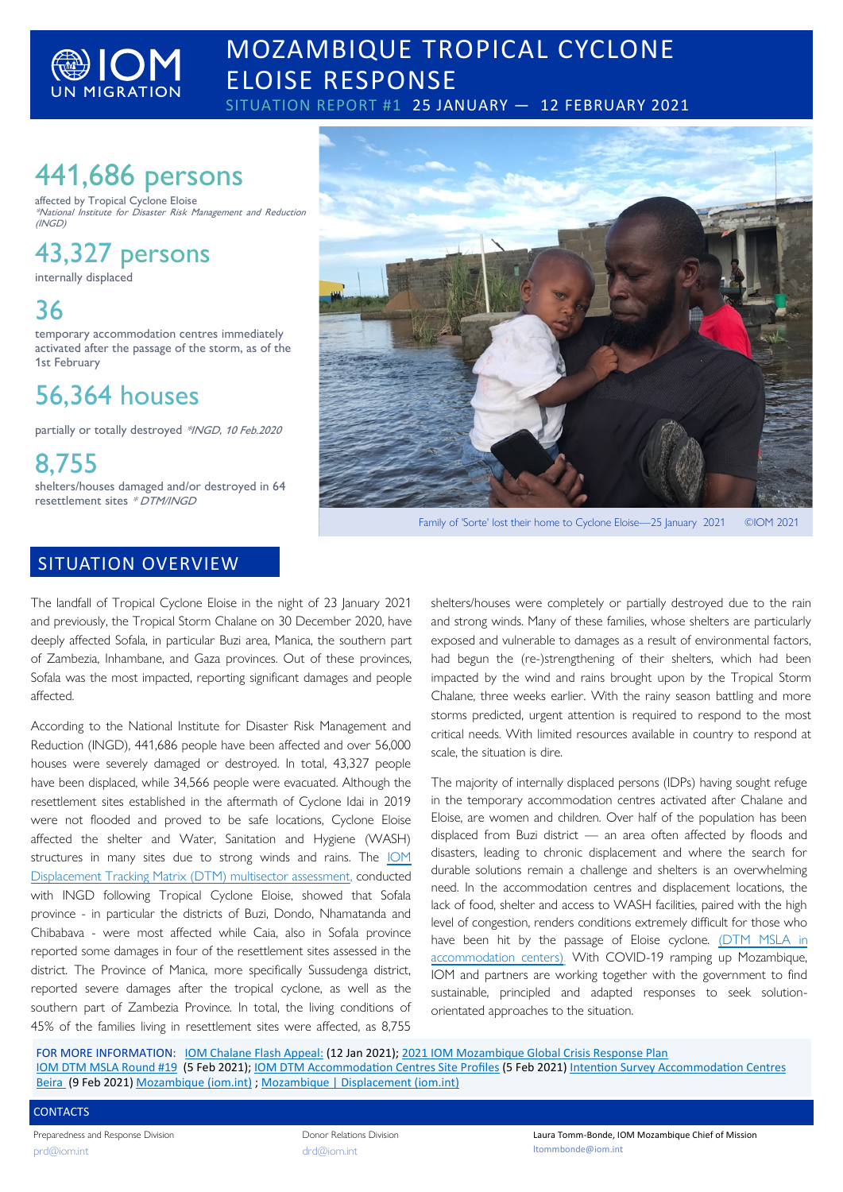IOM UN MIGRATION

# MOZAMBIQUE TROPICAL CYCLONE ELOISE RESPONSE

SITUATION REPORT #1 25 JANUARY — 12 FEBRUARY 2021

## 441,686 persons

affected by Tropical Cyclone Eloise
*\*National Institute for Disaster Risk Management and Reduction (INGD)*

## 43,327 persons

internally displaced

## 36

temporary accommodation centres immediately activated after the passage of the storm, as of the 1st February

## 56,364 houses

partially or totally destroyed *\*INGD, 10 Feb.2020*

## 8,755

shelters/houses damaged and/or destroyed in 64 resettlement sites *\* DTM/INGD*

Family of 'Sorte' lost their home to Cyclone Eloise—25 January 2021 ©IOM 2021

## SITUATION OVERVIEW

The landfall of Tropical Cyclone Eloise in the night of 23 January 2021 and previously, the Tropical Storm Chalane on 30 December 2020, have deeply affected Sofala, in particular Buzi area, Manica, the southern part of Zambezia, Inhambane, and Gaza provinces. Out of these provinces, Sofala was the most impacted, reporting significant damages and people affected.

According to the National Institute for Disaster Risk Management and Reduction (INGD), 441,686 people have been affected and over 56,000 houses were severely damaged or destroyed. In total, 43,327 people have been displaced, while 34,566 people were evacuated. Although the resettlement sites established in the aftermath of Cyclone Idai in 2019 were not flooded and proved to be safe locations, Cyclone Eloise affected the shelter and Water, Sanitation and Hygiene (WASH) structures in many sites due to strong winds and rains. The IOM Displacement Tracking Matrix (DTM) multisector assessment, conducted with INGD following Tropical Cyclone Eloise, showed that Sofala province - in particular the districts of Buzi, Dondo, Nhamatanda and Chibabava - were most affected while Caia, also in Sofala province reported some damages in four of the resettlement sites assessed in the district. The Province of Manica, more specifically Sussudenga district, reported severe damages after the tropical cyclone, as well as the southern part of Zambezia Province. In total, the living conditions of 45% of the families living in resettlement sites were affected, as 8,755 shelters/houses were completely or partially destroyed due to the rain and strong winds. Many of these families, whose shelters are particularly exposed and vulnerable to damages as a result of environmental factors, had begun the (re-)strengthening of their shelters, which had been impacted by the wind and rains brought upon by the Tropical Storm Chalane, three weeks earlier. With the rainy season battling and more storms predicted, urgent attention is required to respond to the most critical needs. With limited resources available in country to respond at scale, the situation is dire.

The majority of internally displaced persons (IDPs) having sought refuge in the temporary accommodation centres activated after Chalane and Eloise, are women and children. Over half of the population has been displaced from Buzi district — an area often affected by floods and disasters, leading to chronic displacement and where the search for durable solutions remain a challenge and shelters is an overwhelming need. In the accommodation centres and displacement locations, the lack of food, shelter and access to WASH facilities, paired with the high level of congestion, renders conditions extremely difficult for those who have been hit by the passage of Eloise cyclone. (DTM MSLA in accommodation centers). With COVID-19 ramping up Mozambique, IOM and partners are working together with the government to find sustainable, principled and adapted responses to seek solution-orientated approaches to the situation.

FOR MORE INFORMATION: IOM Chalane Flash Appeal: (12 Jan 2021); 2021 IOM Mozambique Global Crisis Response Plan IOM DTM MSLA Round #19 (5 Feb 2021); IOM DTM Accommodation Centres Site Profiles (5 Feb 2021) Intention Survey Accommodation Centres Beira (9 Feb 2021) Mozambique (iom.int) ; Mozambique | Displacement (iom.int)

CONTACTS

Preparedness and Response Division
prd@iom.int

Donor Relations Division
drd@iom.int

Laura Tomm-Bonde, IOM Mozambique Chief of Mission
ltommbonde@iom.int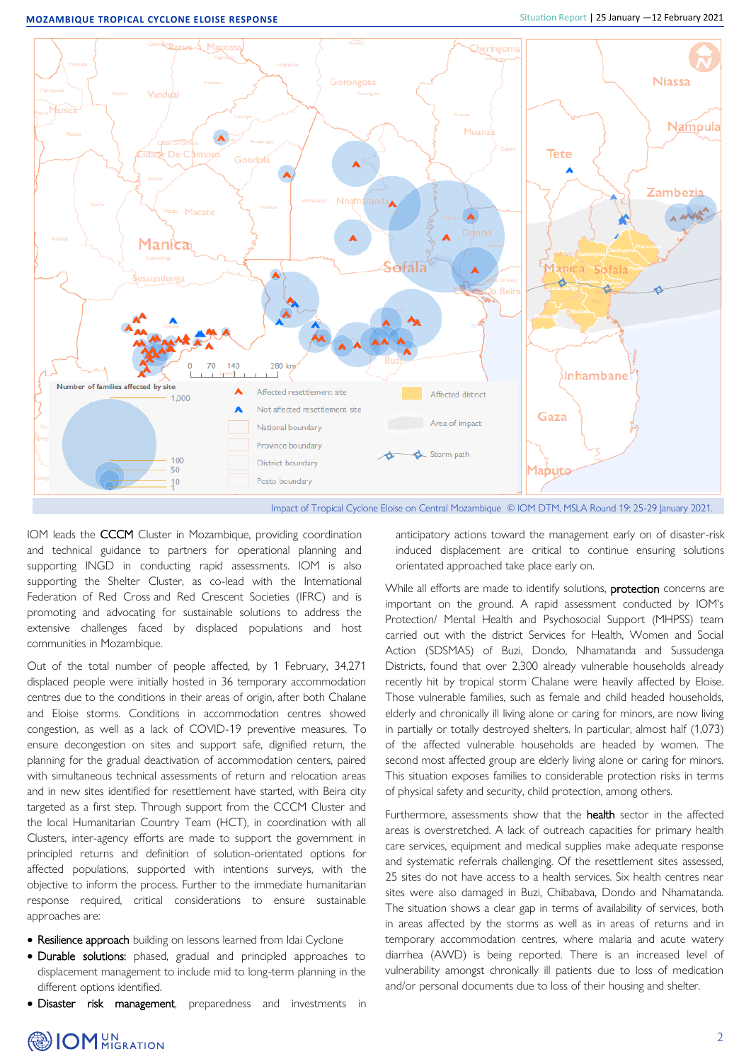Impact of Tropical Cyclone Eloise on Central Mozambique © IOM DTM, MSLA Round 19: 25-29 January 2021.

IOM leads the **CCCM** Cluster in Mozambique, providing coordination and technical guidance to partners for operational planning and supporting INGD in conducting rapid assessments. IOM is also supporting the Shelter Cluster, as co-lead with the International Federation of Red Cross and Red Crescent Societies (IFRC) and is promoting and advocating for sustainable solutions to address the extensive challenges faced by displaced populations and host communities in Mozambique.

Out of the total number of people affected, by 1 February, 34,271 displaced people were initially hosted in 36 temporary accommodation centres due to the conditions in their areas of origin, after both Chalane and Eloise storms. Conditions in accommodation centres showed congestion, as well as a lack of COVID-19 preventive measures. To ensure decongestion on sites and support safe, dignified return, the planning for the gradual deactivation of accommodation centers, paired with simultaneous technical assessments of return and relocation areas and in new sites identified for resettlement have started, with Beira city targeted as a first step. Through support from the CCCM Cluster and the local Humanitarian Country Team (HCT), in coordination with all Clusters, inter-agency efforts are made to support the government in principled returns and definition of solution-orientated options for affected populations, supported with intentions surveys, with the objective to inform the process. Further to the immediate humanitarian response required, critical considerations to ensure sustainable approaches are:

- **Resilience approach** building on lessons learned from Idai Cyclone
- **Durable solutions:** phased, gradual and principled approaches to displacement management to include mid to long-term planning in the different options identified.
- **Disaster risk management**, preparedness and investments in anticipatory actions toward the management early on of disaster-risk induced displacement are critical to continue ensuring solutions orientated approached take place early on.

While all efforts are made to identify solutions, **protection** concerns are important on the ground. A rapid assessment conducted by IOM's Protection/ Mental Health and Psychosocial Support (MHPSS) team carried out with the district Services for Health, Women and Social Action (SDSMAS) of Buzi, Dondo, Nhamatanda and Sussudenga Districts, found that over 2,300 already vulnerable households already recently hit by tropical storm Chalane were heavily affected by Eloise. Those vulnerable families, such as female and child headed households, elderly and chronically ill living alone or caring for minors, are now living in partially or totally destroyed shelters. In particular, almost half (1,073) of the affected vulnerable households are headed by women. The second most affected group are elderly living alone or caring for minors. This situation exposes families to considerable protection risks in terms of physical safety and security, child protection, among others.

Furthermore, assessments show that the **health** sector in the affected areas is overstretched. A lack of outreach capacities for primary health care services, equipment and medical supplies make adequate response and systematic referrals challenging. Of the resettlement sites assessed, 25 sites do not have access to a health services. Six health centres near sites were also damaged in Buzi, Chibabava, Dondo and Nhamatanda. The situation shows a clear gap in terms of availability of services, both in areas affected by the storms as well as in areas of returns and in temporary accommodation centres, where malaria and acute watery diarrhea (AWD) is being reported. There is an increased level of vulnerability amongst chronically ill patients due to loss of medication and/or personal documents due to loss of their housing and shelter.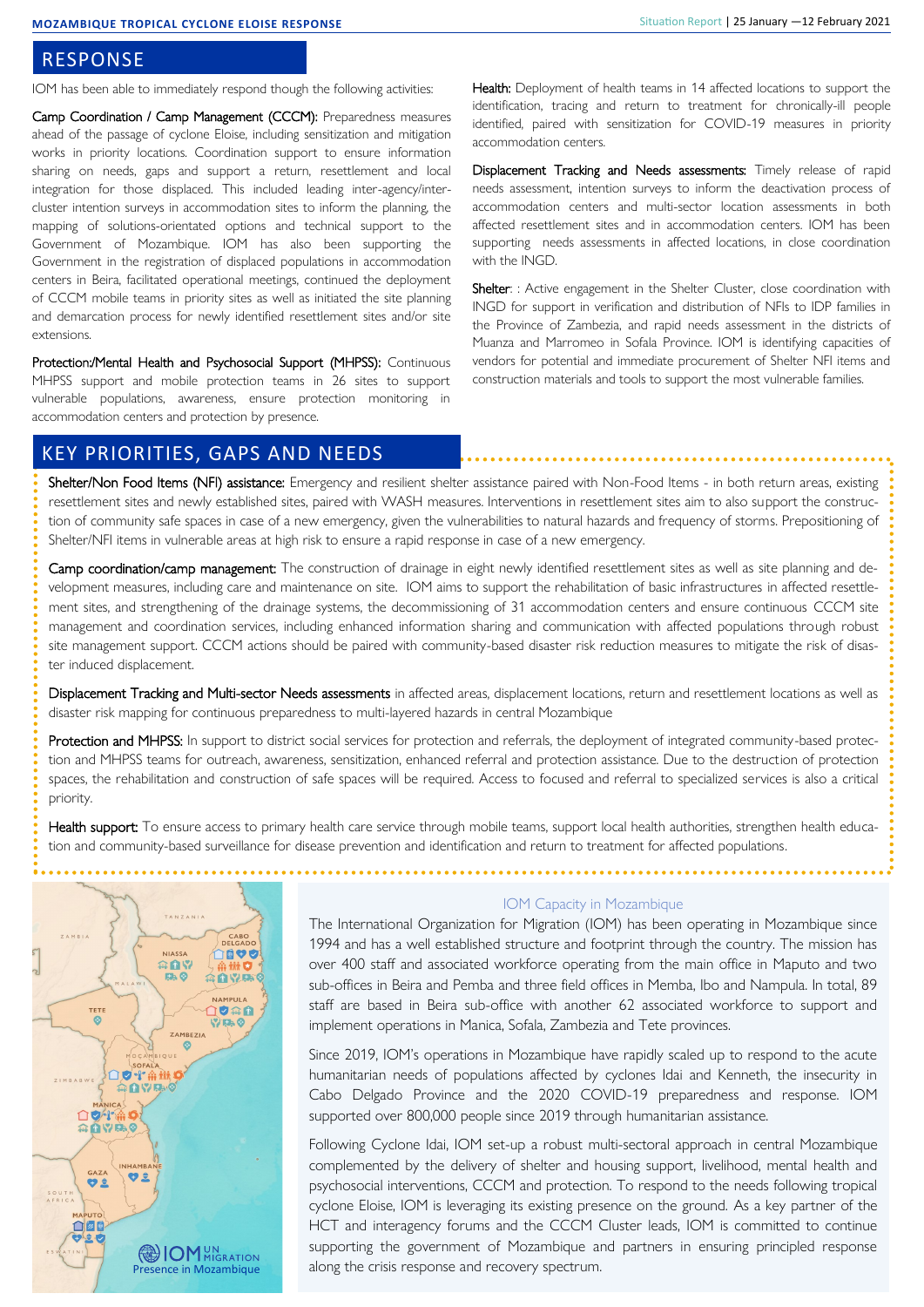## RESPONSE

IOM has been able to immediately respond though the following activities:

**Camp Coordination / Camp Management (CCCM):** Preparedness measures ahead of the passage of cyclone Eloise, including sensitization and mitigation works in priority locations. Coordination support to ensure information sharing on needs, gaps and support a return, resettlement and local integration for those displaced. This included leading inter-agency/inter-cluster intention surveys in accommodation sites to inform the planning, the mapping of solutions-orientated options and technical support to the Government of Mozambique. IOM has also been supporting the Government in the registration of displaced populations in accommodation centers in Beira, facilitated operational meetings, continued the deployment of CCCM mobile teams in priority sites as well as initiated the site planning and demarcation process for newly identified resettlement sites and/or site extensions.

**Protection/Mental Health and Psychosocial Support (MHPSS):** Continuous MHPSS support and mobile protection teams in 26 sites to support vulnerable populations, awareness, ensure protection monitoring in accommodation centers and protection by presence.

**Health:** Deployment of health teams in 14 affected locations to support the identification, tracing and return to treatment for chronically-ill people identified, paired with sensitization for COVID-19 measures in priority accommodation centers.

**Displacement Tracking and Needs assessments:** Timely release of rapid needs assessment, intention surveys to inform the deactivation process of accommodation centers and multi-sector location assessments in both affected resettlement sites and in accommodation centers. IOM has been supporting needs assessments in affected locations, in close coordination with the INGD.

**Shelter**: : Active engagement in the Shelter Cluster, close coordination with INGD for support in verification and distribution of NFIs to IDP families in the Province of Zambezia, and rapid needs assessment in the districts of Muanza and Marromeo in Sofala Province. IOM is identifying capacities of vendors for potential and immediate procurement of Shelter NFI items and construction materials and tools to support the most vulnerable families.

## KEY PRIORITIES, GAPS AND NEEDS

**Shelter/Non Food Items (NFI) assistance:** Emergency and resilient shelter assistance paired with Non-Food Items - in both return areas, existing resettlement sites and newly established sites, paired with WASH measures. Interventions in resettlement sites aim to also support the construction of community safe spaces in case of a new emergency, given the vulnerabilities to natural hazards and frequency of storms. Prepositioning of Shelter/NFI items in vulnerable areas at high risk to ensure a rapid response in case of a new emergency.

**Camp coordination/camp management:** The construction of drainage in eight newly identified resettlement sites as well as site planning and development measures, including care and maintenance on site. IOM aims to support the rehabilitation of basic infrastructures in affected resettlement sites, and strengthening of the drainage systems, the decommissioning of 31 accommodation centers and ensure continuous CCCM site management and coordination services, including enhanced information sharing and communication with affected populations through robust site management support. CCCM actions should be paired with community-based disaster risk reduction measures to mitigate the risk of disaster induced displacement.

**Displacement Tracking and Multi-sector Needs assessments** in affected areas, displacement locations, return and resettlement locations as well as disaster risk mapping for continuous preparedness to multi-layered hazards in central Mozambique

**Protection and MHPSS:** In support to district social services for protection and referrals, the deployment of integrated community-based protection and MHPSS teams for outreach, awareness, sensitization, enhanced referral and protection assistance. Due to the destruction of protection spaces, the rehabilitation and construction of safe spaces will be required. Access to focused and referral to specialized services is also a critical priority.

**Health support:** To ensure access to primary health care service through mobile teams, support local health authorities, strengthen health education and community-based surveillance for disease prevention and identification and return to treatment for affected populations.

TANZANIA
ZAMBIA
CABO DELGADO
NIASSA
MALAWI
NAMPULA
TETE
ZAMBEZIA
MOÇAMBIQUE
SOFALA
ZIMBABWE
MANICA
GAZA
INHAMBANE
SOUTH AFRICA
MAPUTO
ESWATINI
IOM UN MIGRATION
Presence in Mozambique

### IOM Capacity in Mozambique

The International Organization for Migration (IOM) has been operating in Mozambique since 1994 and has a well established structure and footprint through the country. The mission has over 400 staff and associated workforce operating from the main office in Maputo and two sub-offices in Beira and Pemba and three field offices in Memba, Ibo and Nampula. In total, 89 staff are based in Beira sub-office with another 62 associated workforce to support and implement operations in Manica, Sofala, Zambezia and Tete provinces.

Since 2019, IOM's operations in Mozambique have rapidly scaled up to respond to the acute humanitarian needs of populations affected by cyclones Idai and Kenneth, the insecurity in Cabo Delgado Province and the 2020 COVID-19 preparedness and response. IOM supported over 800,000 people since 2019 through humanitarian assistance.

Following Cyclone Idai, IOM set-up a robust multi-sectoral approach in central Mozambique complemented by the delivery of shelter and housing support, livelihood, mental health and psychosocial interventions, CCCM and protection. To respond to the needs following tropical cyclone Eloise, IOM is leveraging its existing presence on the ground. As a key partner of the HCT and interagency forums and the CCCM Cluster leads, IOM is committed to continue supporting the government of Mozambique and partners in ensuring principled response along the crisis response and recovery spectrum.